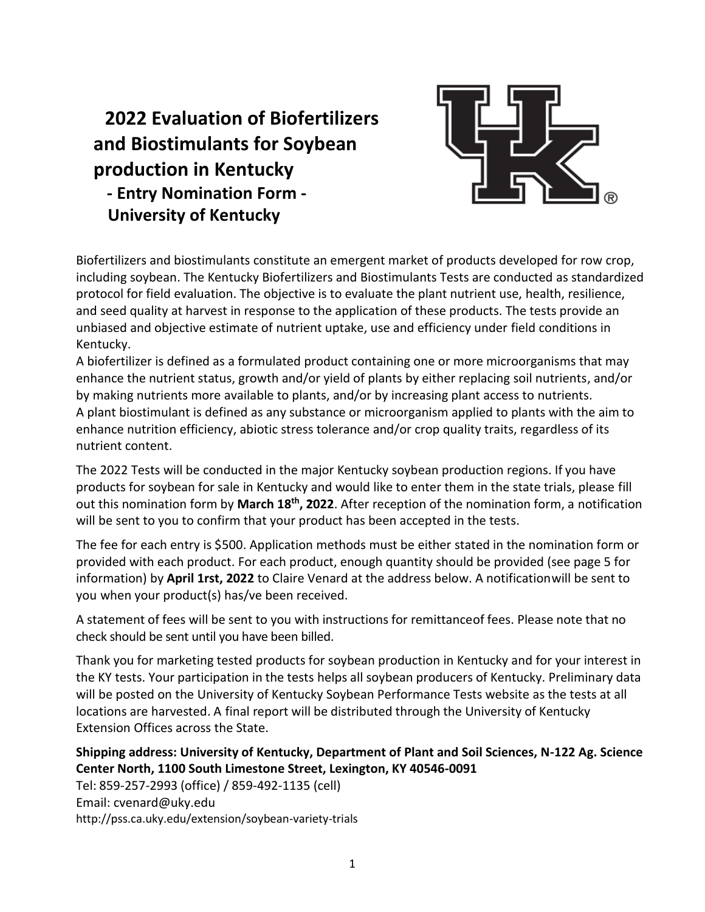# 2022 Evaluation of Biofertilizers and Biostimulants for Soybean production in Kentucky

## - Entry Nomination Form -

## University of Kentucky

Biofertilizers and biostimulants constitute an emergent market of products developed for row crop, including soybean. The Kentucky Biofertilizers and Biostimulants Tests are conducted as standardized protocol for field evaluation. The objective is to evaluate the plant nutrient use, health, resilience, and seed quality at harvest in response to the application of these products. The tests provide an unbiased and objective estimate of nutrient uptake, use and efficiency under field conditions in Kentucky.

A biofertilizer is defined as a formulated product containing one or more microorganisms that may enhance the nutrient status, growth and/or yield of plants by either replacing soil nutrients, and/or by making nutrients more available to plants, and/or by increasing plant access to nutrients.

A plant biostimulant is defined as any substance or microorganism applied to plants with the aim to enhance nutrition efficiency, abiotic stress tolerance and/or crop quality traits, regardless of its nutrient content.

The 2022 Tests will be conducted in the major Kentucky soybean production regions. If you have products for soybean for sale in Kentucky and would like to enter them in the state trials, please fill out this nomination form by **March 18th, 2022**. After reception of the nomination form, a notification will be sent to you to confirm that your product has been accepted in the tests.

The fee for each entry is $500. Application methods must be either stated in the nomination form or provided with each product. For each product, enough quantity should be provided (see page 5 for information) by **April 1rst, 2022** to Claire Venard at the address below. A notificationwill be sent to you when your product(s) has/ve been received.

A statement of fees will be sent to you with instructions for remittanceof fees. Please note that no check should be sent until you have been billed.

Thank you for marketing tested products for soybean production in Kentucky and for your interest in the KY tests. Your participation in the tests helps all soybean producers of Kentucky. Preliminary data will be posted on the University of Kentucky Soybean Performance Tests website as the tests at all locations are harvested. A final report will be distributed through the University of Kentucky Extension Offices across the State.

**Shipping address: University of Kentucky, Department of Plant and Soil Sciences, N-122 Ag. Science Center North, 1100 South Limestone Street, Lexington, KY 40546-0091**

Tel: 859-257-2993 (office) / 859-492-1135 (cell)

Email: cvenard@uky.edu

http://pss.ca.uky.edu/extension/soybean-variety-trials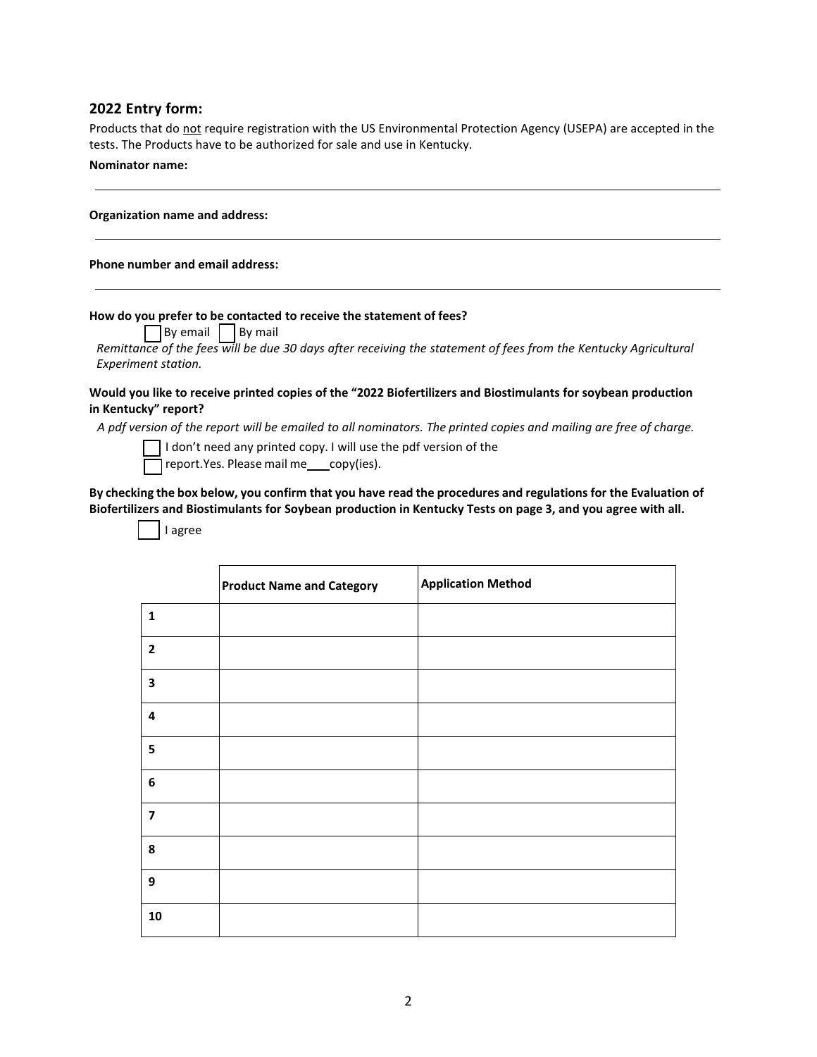## 2022 Entry form:

Products that do not require registration with the US Environmental Protection Agency (USEPA) are accepted in the tests. The Products have to be authorized for sale and use in Kentucky.

**Nominator name:**

______________________________________________________________________

**Organization name and address:**

______________________________________________________________________

**Phone number and email address:**

______________________________________________________________________

**How do you prefer to be contacted to receive the statement of fees?**

☐ By email ☐ By mail

*Remittance of the fees will be due 30 days after receiving the statement of fees from the Kentucky Agricultural Experiment station.*

**Would you like to receive printed copies of the "2022 Biofertilizers and Biostimulants for soybean production in Kentucky" report?**

*A pdf version of the report will be emailed to all nominators. The printed copies and mailing are free of charge.*

☐ I don't need any printed copy. I will use the pdf version of the report.

☐ Yes. Please mail me ____ copy(ies).

**By checking the box below, you confirm that you have read the procedures and regulations for the Evaluation of Biofertilizers and Biostimulants for Soybean production in Kentucky Tests on page 3, and you agree with all.**

☐ I agree

| | Product Name and Category | Application Method |
|---|---|---|
| 1 | | |
| 2 | | |
| 3 | | |
| 4 | | |
| 5 | | |
| 6 | | |
| 7 | | |
| 8 | | |
| 9 | | |
| 10 | | |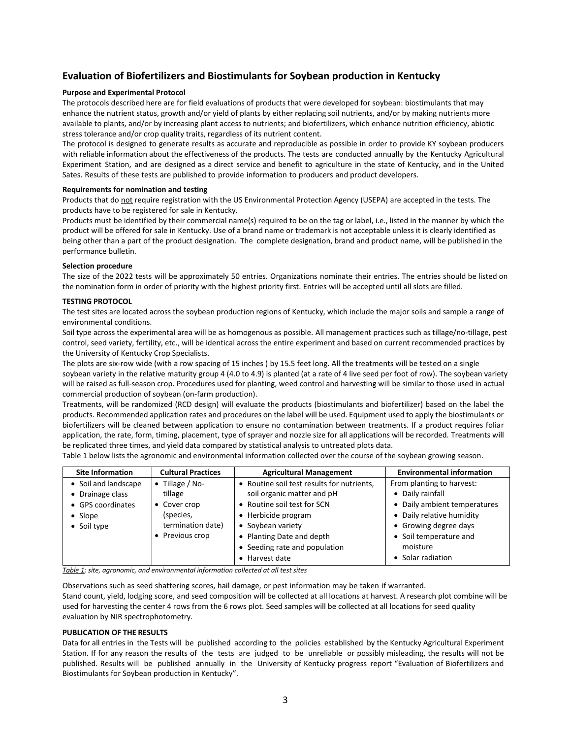## Evaluation of Biofertilizers and Biostimulants for Soybean production in Kentucky

**Purpose and Experimental Protocol**

The protocols described here are for field evaluations of products that were developed for soybean: biostimulants that may enhance the nutrient status, growth and/or yield of plants by either replacing soil nutrients, and/or by making nutrients more available to plants, and/or by increasing plant access to nutrients; and biofertilizers, which enhance nutrition efficiency, abiotic stress tolerance and/or crop quality traits, regardless of its nutrient content.

The protocol is designed to generate results as accurate and reproducible as possible in order to provide KY soybean producers with reliable information about the effectiveness of the products. The tests are conducted annually by the Kentucky Agricultural Experiment Station, and are designed as a direct service and benefit to agriculture in the state of Kentucky, and in the United Sates. Results of these tests are published to provide information to producers and product developers.

**Requirements for nomination and testing**

Products that do not require registration with the US Environmental Protection Agency (USEPA) are accepted in the tests. The products have to be registered for sale in Kentucky.

Products must be identified by their commercial name(s) required to be on the tag or label, i.e., listed in the manner by which the product will be offered for sale in Kentucky. Use of a brand name or trademark is not acceptable unless it is clearly identified as being other than a part of the product designation. The complete designation, brand and product name, will be published in the performance bulletin.

**Selection procedure**

The size of the 2022 tests will be approximately 50 entries. Organizations nominate their entries. The entries should be listed on the nomination form in order of priority with the highest priority first. Entries will be accepted until all slots are filled.

**TESTING PROTOCOL**

The test sites are located across the soybean production regions of Kentucky, which include the major soils and sample a range of environmental conditions.

Soil type across the experimental area will be as homogenous as possible. All management practices such as tillage/no-tillage, pest control, seed variety, fertility, etc., will be identical across the entire experiment and based on current recommended practices by the University of Kentucky Crop Specialists.

The plots are six-row wide (with a row spacing of 15 inches ) by 15.5 feet long. All the treatments will be tested on a single soybean variety in the relative maturity group 4 (4.0 to 4.9) is planted (at a rate of 4 live seed per foot of row). The soybean variety will be raised as full-season crop. Procedures used for planting, weed control and harvesting will be similar to those used in actual commercial production of soybean (on-farm production).

Treatments, will be randomized (RCD design) will evaluate the products (biostimulants and biofertilizer) based on the label the products. Recommended application rates and procedures on the label will be used. Equipment used to apply the biostimulants or biofertilizers will be cleaned between application to ensure no contamination between treatments. If a product requires foliar application, the rate, form, timing, placement, type of sprayer and nozzle size for all applications will be recorded. Treatments will be replicated three times, and yield data compared by statistical analysis to untreated plots data.

Table 1 below lists the agronomic and environmental information collected over the course of the soybean growing season.

| Site Information | Cultural Practices | Agricultural Management | Environmental information |
|---|---|---|---|
| • Soil and landscape<br>• Drainage class<br>• GPS coordinates<br>• Slope<br>• Soil type | • Tillage / No-tillage<br>• Cover crop (species, termination date)<br>• Previous crop | • Routine soil test results for nutrients, soil organic matter and pH<br>• Routine soil test for SCN<br>• Herbicide program<br>• Soybean variety<br>• Planting Date and depth<br>• Seeding rate and population<br>• Harvest date | From planting to harvest:<br>• Daily rainfall<br>• Daily ambient temperatures<br>• Daily relative humidity<br>• Growing degree days<br>• Soil temperature and moisture<br>• Solar radiation |

*Table 1: site, agronomic, and environmental information collected at all test sites*

Observations such as seed shattering scores, hail damage, or pest information may be taken if warranted.

Stand count, yield, lodging score, and seed composition will be collected at all locations at harvest. A research plot combine will be used for harvesting the center 4 rows from the 6 rows plot. Seed samples will be collected at all locations for seed quality evaluation by NIR spectrophotometry.

**PUBLICATION OF THE RESULTS**

Data for all entries in the Tests will be published according to the policies established by the Kentucky Agricultural Experiment Station. If for any reason the results of the tests are judged to be unreliable or possibly misleading, the results will not be published. Results will be published annually in the University of Kentucky progress report "Evaluation of Biofertilizers and Biostimulants for Soybean production in Kentucky".